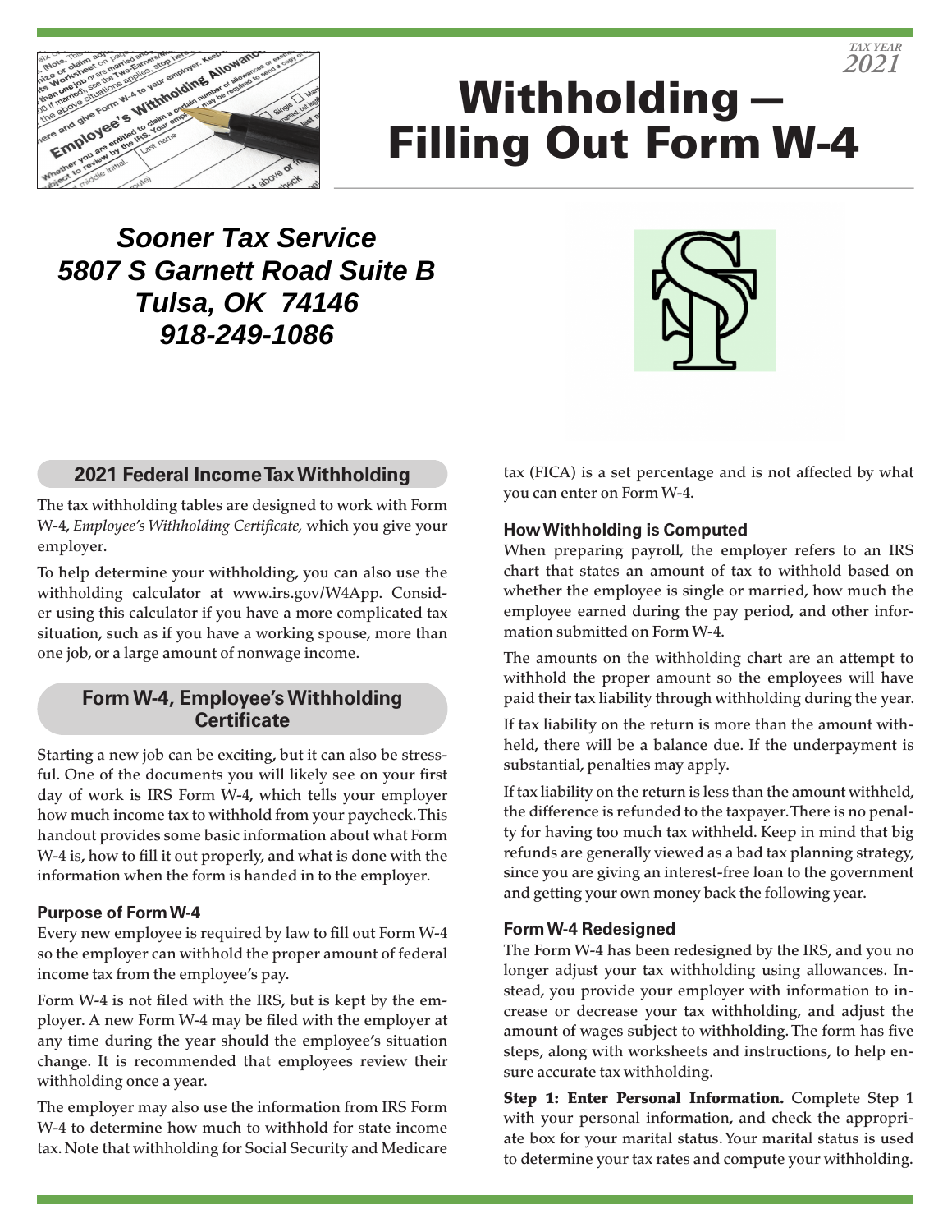TAX YEAR 2021

# Withholding — Filling Out Form W-4

***Sooner Tax Service***
***5807 S Garnett Road Suite B***
***Tulsa, OK 74146***
***918-249-1086***

## 2021 Federal Income Tax Withholding

The tax withholding tables are designed to work with Form W-4, *Employee's Withholding Certificate,* which you give your employer.

To help determine your withholding, you can also use the withholding calculator at www.irs.gov/W4App. Consider using this calculator if you have a more complicated tax situation, such as if you have a working spouse, more than one job, or a large amount of nonwage income.

## Form W-4, Employee's Withholding Certificate

Starting a new job can be exciting, but it can also be stressful. One of the documents you will likely see on your first day of work is IRS Form W-4, which tells your employer how much income tax to withhold from your paycheck. This handout provides some basic information about what Form W-4 is, how to fill it out properly, and what is done with the information when the form is handed in to the employer.

### Purpose of Form W-4

Every new employee is required by law to fill out Form W-4 so the employer can withhold the proper amount of federal income tax from the employee's pay.

Form W-4 is not filed with the IRS, but is kept by the employer. A new Form W-4 may be filed with the employer at any time during the year should the employee's situation change. It is recommended that employees review their withholding once a year.

The employer may also use the information from IRS Form W-4 to determine how much to withhold for state income tax. Note that withholding for Social Security and Medicare tax (FICA) is a set percentage and is not affected by what you can enter on Form W-4.

### How Withholding is Computed

When preparing payroll, the employer refers to an IRS chart that states an amount of tax to withhold based on whether the employee is single or married, how much the employee earned during the pay period, and other information submitted on Form W-4.

The amounts on the withholding chart are an attempt to withhold the proper amount so the employees will have paid their tax liability through withholding during the year.

If tax liability on the return is more than the amount withheld, there will be a balance due. If the underpayment is substantial, penalties may apply.

If tax liability on the return is less than the amount withheld, the difference is refunded to the taxpayer. There is no penalty for having too much tax withheld. Keep in mind that big refunds are generally viewed as a bad tax planning strategy, since you are giving an interest-free loan to the government and getting your own money back the following year.

### Form W-4 Redesigned

The Form W-4 has been redesigned by the IRS, and you no longer adjust your tax withholding using allowances. Instead, you provide your employer with information to increase or decrease your tax withholding, and adjust the amount of wages subject to withholding. The form has five steps, along with worksheets and instructions, to help ensure accurate tax withholding.

**Step 1: Enter Personal Information.** Complete Step 1 with your personal information, and check the appropriate box for your marital status. Your marital status is used to determine your tax rates and compute your withholding.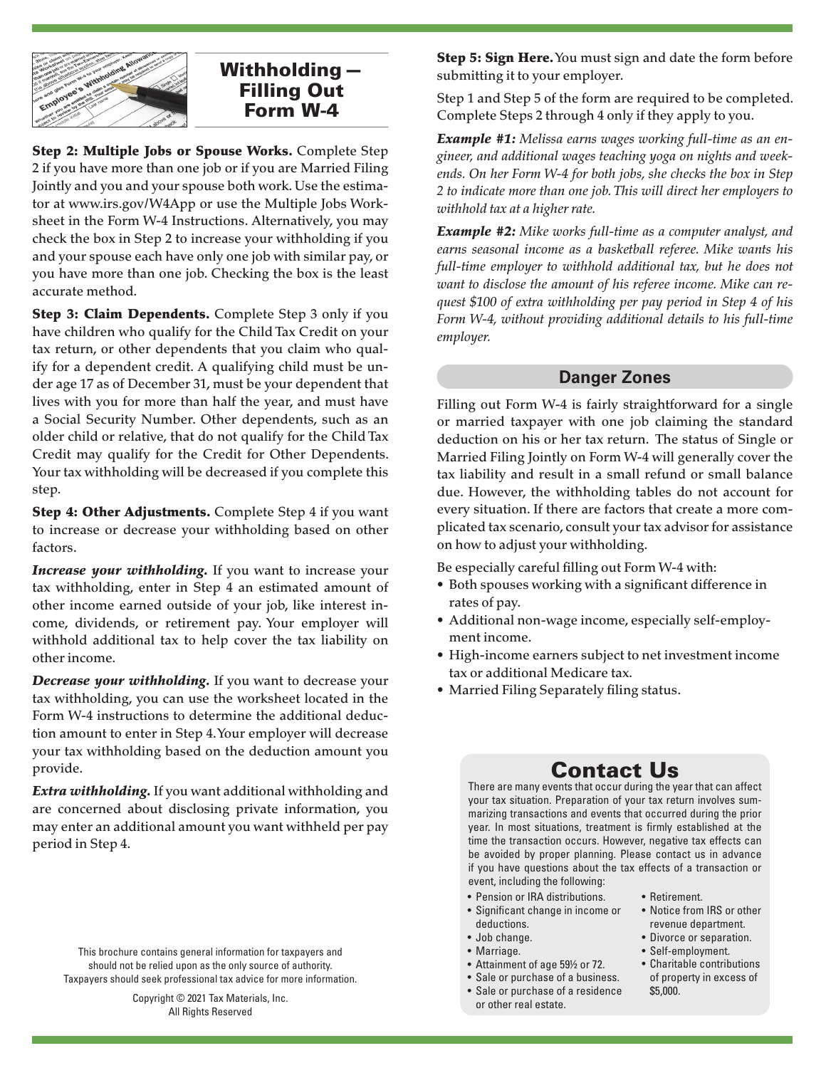# Withholding — Filling Out Form W-4

**Step 2: Multiple Jobs or Spouse Works.** Complete Step 2 if you have more than one job or if you are Married Filing Jointly and you and your spouse both work. Use the estimator at www.irs.gov/W4App or use the Multiple Jobs Worksheet in the Form W-4 Instructions. Alternatively, you may check the box in Step 2 to increase your withholding if you and your spouse each have only one job with similar pay, or you have more than one job. Checking the box is the least accurate method.

**Step 3: Claim Dependents.** Complete Step 3 only if you have children who qualify for the Child Tax Credit on your tax return, or other dependents that you claim who qualify for a dependent credit. A qualifying child must be under age 17 as of December 31, must be your dependent that lives with you for more than half the year, and must have a Social Security Number. Other dependents, such as an older child or relative, that do not qualify for the Child Tax Credit may qualify for the Credit for Other Dependents. Your tax withholding will be decreased if you complete this step.

**Step 4: Other Adjustments.** Complete Step 4 if you want to increase or decrease your withholding based on other factors.

***Increase your withholding.*** If you want to increase your tax withholding, enter in Step 4 an estimated amount of other income earned outside of your job, like interest income, dividends, or retirement pay. Your employer will withhold additional tax to help cover the tax liability on other income.

***Decrease your withholding.*** If you want to decrease your tax withholding, you can use the worksheet located in the Form W-4 instructions to determine the additional deduction amount to enter in Step 4. Your employer will decrease your tax withholding based on the deduction amount you provide.

***Extra withholding.*** If you want additional withholding and are concerned about disclosing private information, you may enter an additional amount you want withheld per pay period in Step 4.

**Step 5: Sign Here.** You must sign and date the form before submitting it to your employer.

Step 1 and Step 5 of the form are required to be completed. Complete Steps 2 through 4 only if they apply to you.

***Example #1:*** *Melissa earns wages working full-time as an engineer, and additional wages teaching yoga on nights and weekends. On her Form W-4 for both jobs, she checks the box in Step 2 to indicate more than one job. This will direct her employers to withhold tax at a higher rate.*

***Example #2:*** *Mike works full-time as a computer analyst, and earns seasonal income as a basketball referee. Mike wants his full-time employer to withhold additional tax, but he does not want to disclose the amount of his referee income. Mike can request $100 of extra withholding per pay period in Step 4 of his Form W-4, without providing additional details to his full-time employer.*

## Danger Zones

Filling out Form W-4 is fairly straightforward for a single or married taxpayer with one job claiming the standard deduction on his or her tax return. The status of Single or Married Filing Jointly on Form W-4 will generally cover the tax liability and result in a small refund or small balance due. However, the withholding tables do not account for every situation. If there are factors that create a more complicated tax scenario, consult your tax advisor for assistance on how to adjust your withholding.

Be especially careful filling out Form W-4 with:

- Both spouses working with a significant difference in rates of pay.
- Additional non-wage income, especially self-employment income.
- High-income earners subject to net investment income tax or additional Medicare tax.
- Married Filing Separately filing status.

## Contact Us

There are many events that occur during the year that can affect your tax situation. Preparation of your tax return involves summarizing transactions and events that occurred during the prior year. In most situations, treatment is firmly established at the time the transaction occurs. However, negative tax effects can be avoided by proper planning. Please contact us in advance if you have questions about the tax effects of a transaction or event, including the following:

- Pension or IRA distributions.
- Significant change in income or deductions.
- Job change.
- Marriage.
- Attainment of age 59½ or 72.
- Sale or purchase of a business.
- Sale or purchase of a residence or other real estate.
- Retirement.
- Notice from IRS or other revenue department.
- Divorce or separation.
- Self-employment.
- Charitable contributions of property in excess of $5,000.

This brochure contains general information for taxpayers and should not be relied upon as the only source of authority. Taxpayers should seek professional tax advice for more information.

Copyright © 2021 Tax Materials, Inc.
All Rights Reserved